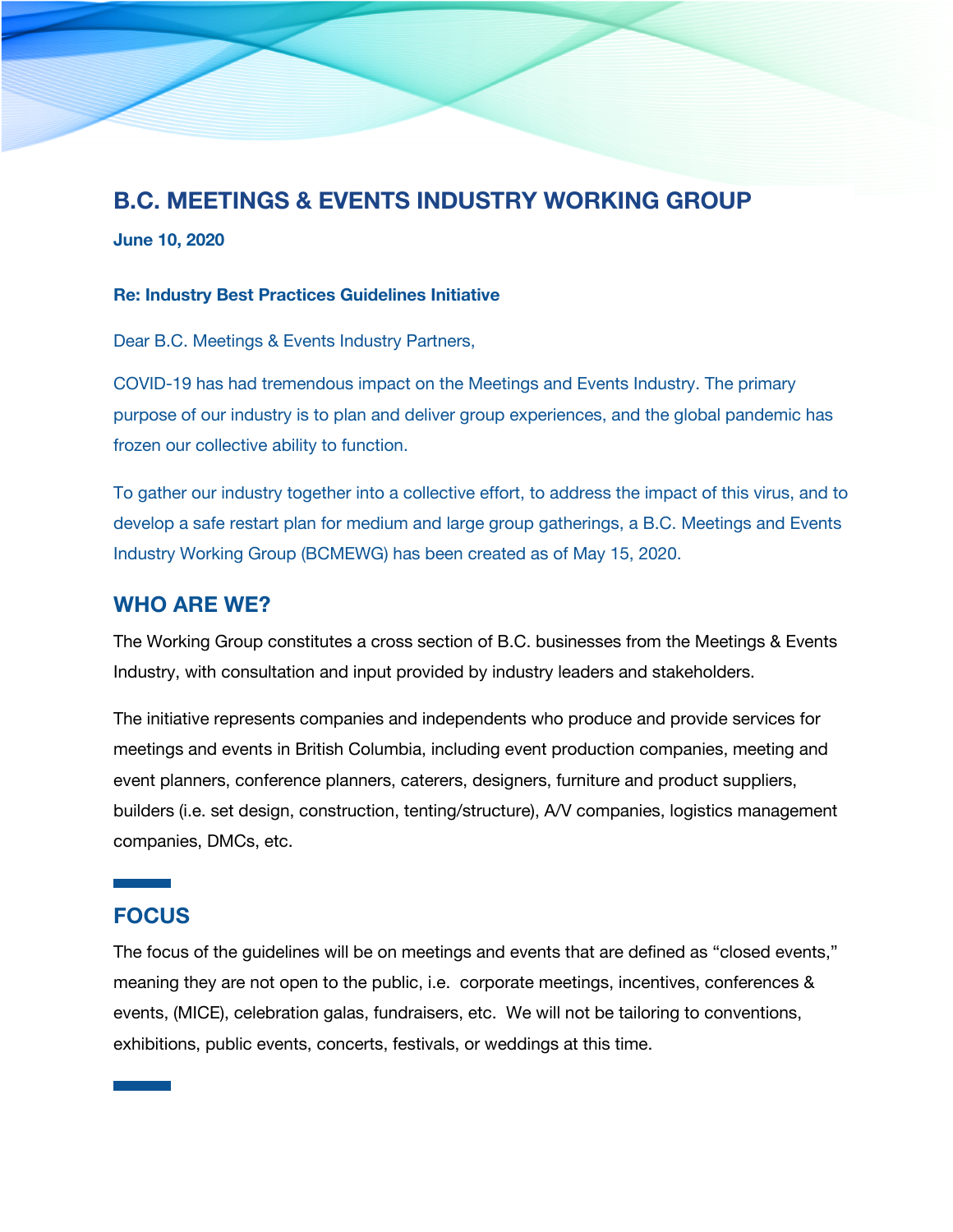# B.C. MEETINGS & EVENTS INDUSTRY WORKING GROUP

**June 10, 2020**

**Re: Industry Best Practices Guidelines Initiative**

Dear B.C. Meetings & Events Industry Partners,

COVID-19 has had tremendous impact on the Meetings and Events Industry. The primary purpose of our industry is to plan and deliver group experiences, and the global pandemic has frozen our collective ability to function.

To gather our industry together into a collective effort, to address the impact of this virus, and to develop a safe restart plan for medium and large group gatherings, a B.C. Meetings and Events Industry Working Group (BCMEWG) has been created as of May 15, 2020.

## WHO ARE WE?

The Working Group constitutes a cross section of B.C. businesses from the Meetings & Events Industry, with consultation and input provided by industry leaders and stakeholders.

The initiative represents companies and independents who produce and provide services for meetings and events in British Columbia, including event production companies, meeting and event planners, conference planners, caterers, designers, furniture and product suppliers, builders (i.e. set design, construction, tenting/structure), A/V companies, logistics management companies, DMCs, etc.

## FOCUS

The focus of the guidelines will be on meetings and events that are defined as "closed events," meaning they are not open to the public, i.e. corporate meetings, incentives, conferences & events, (MICE), celebration galas, fundraisers, etc. We will not be tailoring to conventions, exhibitions, public events, concerts, festivals, or weddings at this time.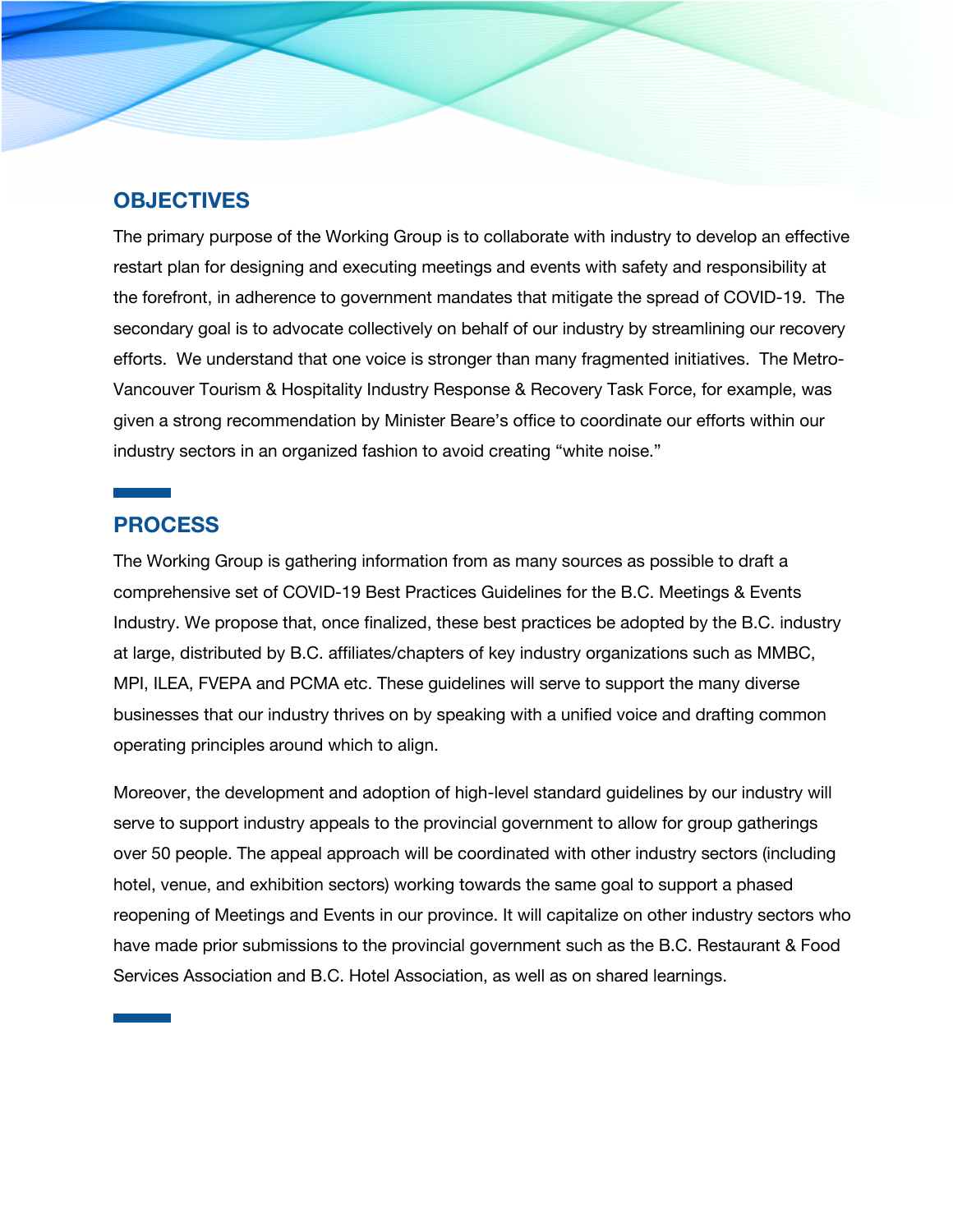## OBJECTIVES

The primary purpose of the Working Group is to collaborate with industry to develop an effective restart plan for designing and executing meetings and events with safety and responsibility at the forefront, in adherence to government mandates that mitigate the spread of COVID-19. The secondary goal is to advocate collectively on behalf of our industry by streamlining our recovery efforts. We understand that one voice is stronger than many fragmented initiatives. The Metro-Vancouver Tourism & Hospitality Industry Response & Recovery Task Force, for example, was given a strong recommendation by Minister Beare's office to coordinate our efforts within our industry sectors in an organized fashion to avoid creating "white noise."

## PROCESS

The Working Group is gathering information from as many sources as possible to draft a comprehensive set of COVID-19 Best Practices Guidelines for the B.C. Meetings & Events Industry. We propose that, once finalized, these best practices be adopted by the B.C. industry at large, distributed by B.C. affiliates/chapters of key industry organizations such as MMBC, MPI, ILEA, FVEPA and PCMA etc. These guidelines will serve to support the many diverse businesses that our industry thrives on by speaking with a unified voice and drafting common operating principles around which to align.

Moreover, the development and adoption of high-level standard guidelines by our industry will serve to support industry appeals to the provincial government to allow for group gatherings over 50 people. The appeal approach will be coordinated with other industry sectors (including hotel, venue, and exhibition sectors) working towards the same goal to support a phased reopening of Meetings and Events in our province. It will capitalize on other industry sectors who have made prior submissions to the provincial government such as the B.C. Restaurant & Food Services Association and B.C. Hotel Association, as well as on shared learnings.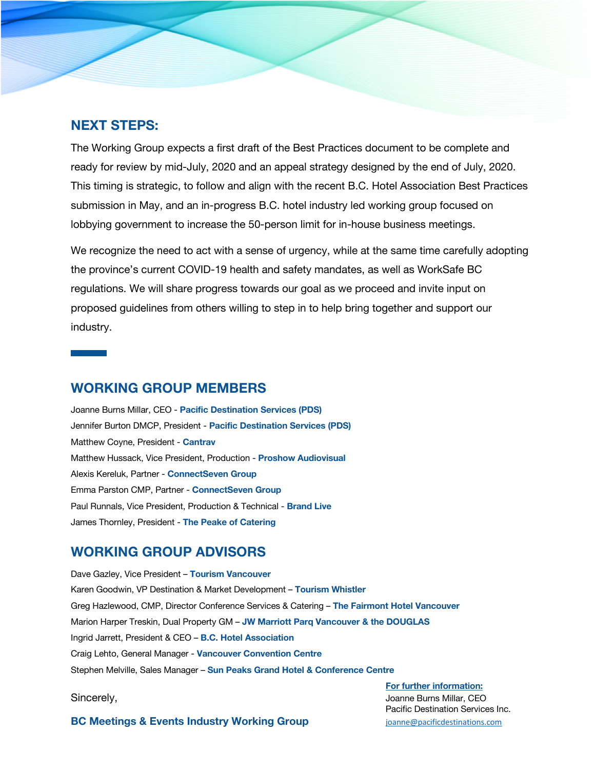## NEXT STEPS:

The Working Group expects a first draft of the Best Practices document to be complete and ready for review by mid-July, 2020 and an appeal strategy designed by the end of July, 2020. This timing is strategic, to follow and align with the recent B.C. Hotel Association Best Practices submission in May, and an in-progress B.C. hotel industry led working group focused on lobbying government to increase the 50-person limit for in-house business meetings.

We recognize the need to act with a sense of urgency, while at the same time carefully adopting the province's current COVID-19 health and safety mandates, as well as WorkSafe BC regulations. We will share progress towards our goal as we proceed and invite input on proposed guidelines from others willing to step in to help bring together and support our industry.

## WORKING GROUP MEMBERS

Joanne Burns Millar, CEO - **Pacific Destination Services (PDS)**
Jennifer Burton DMCP, President - **Pacific Destination Services (PDS)**
Matthew Coyne, President - **Cantrav**
Matthew Hussack, Vice President, Production - **Proshow Audiovisual**
Alexis Kereluk, Partner - **ConnectSeven Group**
Emma Parston CMP, Partner - **ConnectSeven Group**
Paul Runnals, Vice President, Production & Technical - **Brand Live**
James Thornley, President - **The Peake of Catering**

## WORKING GROUP ADVISORS

Dave Gazley, Vice President – **Tourism Vancouver**
Karen Goodwin, VP Destination & Market Development – **Tourism Whistler**
Greg Hazlewood, CMP, Director Conference Services & Catering – **The Fairmont Hotel Vancouver**
Marion Harper Treskin, Dual Property GM – **JW Marriott Parq Vancouver & the DOUGLAS**
Ingrid Jarrett, President & CEO – **B.C. Hotel Association**
Craig Lehto, General Manager - **Vancouver Convention Centre**
Stephen Melville, Sales Manager – **Sun Peaks Grand Hotel & Conference Centre**

Sincerely,

**BC Meetings & Events Industry Working Group**

**For further information:**
Joanne Burns Millar, CEO
Pacific Destination Services Inc.
joanne@pacificdestinations.com